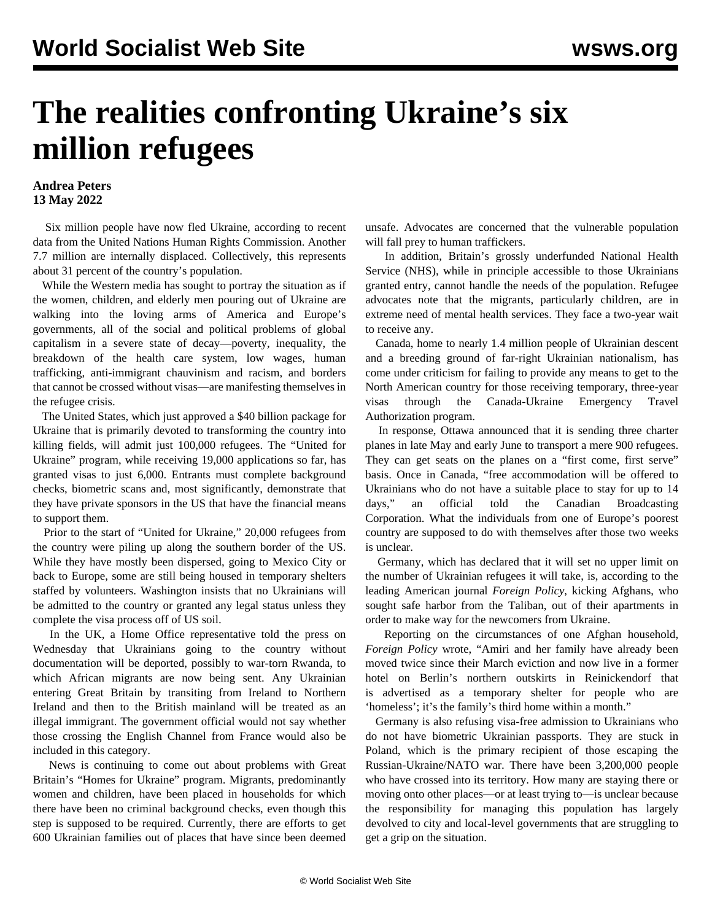# The realities confronting Ukraine's six million refugees

**Andrea Peters**
**13 May 2022**

Six million people have now fled Ukraine, according to recent data from the United Nations Human Rights Commission. Another 7.7 million are internally displaced. Collectively, this represents about 31 percent of the country's population.

While the Western media has sought to portray the situation as if the women, children, and elderly men pouring out of Ukraine are walking into the loving arms of America and Europe's governments, all of the social and political problems of global capitalism in a severe state of decay—poverty, inequality, the breakdown of the health care system, low wages, human trafficking, anti-immigrant chauvinism and racism, and borders that cannot be crossed without visas—are manifesting themselves in the refugee crisis.

The United States, which just approved a $40 billion package for Ukraine that is primarily devoted to transforming the country into killing fields, will admit just 100,000 refugees. The "United for Ukraine" program, while receiving 19,000 applications so far, has granted visas to just 6,000. Entrants must complete background checks, biometric scans and, most significantly, demonstrate that they have private sponsors in the US that have the financial means to support them.

Prior to the start of "United for Ukraine," 20,000 refugees from the country were piling up along the southern border of the US. While they have mostly been dispersed, going to Mexico City or back to Europe, some are still being housed in temporary shelters staffed by volunteers. Washington insists that no Ukrainians will be admitted to the country or granted any legal status unless they complete the visa process off of US soil.

In the UK, a Home Office representative told the press on Wednesday that Ukrainians going to the country without documentation will be deported, possibly to war-torn Rwanda, to which African migrants are now being sent. Any Ukrainian entering Great Britain by transiting from Ireland to Northern Ireland and then to the British mainland will be treated as an illegal immigrant. The government official would not say whether those crossing the English Channel from France would also be included in this category.

News is continuing to come out about problems with Great Britain's "Homes for Ukraine" program. Migrants, predominantly women and children, have been placed in households for which there have been no criminal background checks, even though this step is supposed to be required. Currently, there are efforts to get 600 Ukrainian families out of places that have since been deemed unsafe. Advocates are concerned that the vulnerable population will fall prey to human traffickers.

In addition, Britain's grossly underfunded National Health Service (NHS), while in principle accessible to those Ukrainians granted entry, cannot handle the needs of the population. Refugee advocates note that the migrants, particularly children, are in extreme need of mental health services. They face a two-year wait to receive any.

Canada, home to nearly 1.4 million people of Ukrainian descent and a breeding ground of far-right Ukrainian nationalism, has come under criticism for failing to provide any means to get to the North American country for those receiving temporary, three-year visas through the Canada-Ukraine Emergency Travel Authorization program.

In response, Ottawa announced that it is sending three charter planes in late May and early June to transport a mere 900 refugees. They can get seats on the planes on a "first come, first serve" basis. Once in Canada, "free accommodation will be offered to Ukrainians who do not have a suitable place to stay for up to 14 days," an official told the Canadian Broadcasting Corporation. What the individuals from one of Europe's poorest country are supposed to do with themselves after those two weeks is unclear.

Germany, which has declared that it will set no upper limit on the number of Ukrainian refugees it will take, is, according to the leading American journal *Foreign Policy*, kicking Afghans, who sought safe harbor from the Taliban, out of their apartments in order to make way for the newcomers from Ukraine.

Reporting on the circumstances of one Afghan household, *Foreign Policy* wrote, "Amiri and her family have already been moved twice since their March eviction and now live in a former hotel on Berlin's northern outskirts in Reinickendorf that is advertised as a temporary shelter for people who are 'homeless'; it's the family's third home within a month."

Germany is also refusing visa-free admission to Ukrainians who do not have biometric Ukrainian passports. They are stuck in Poland, which is the primary recipient of those escaping the Russian-Ukraine/NATO war. There have been 3,200,000 people who have crossed into its territory. How many are staying there or moving onto other places—or at least trying to—is unclear because the responsibility for managing this population has largely devolved to city and local-level governments that are struggling to get a grip on the situation.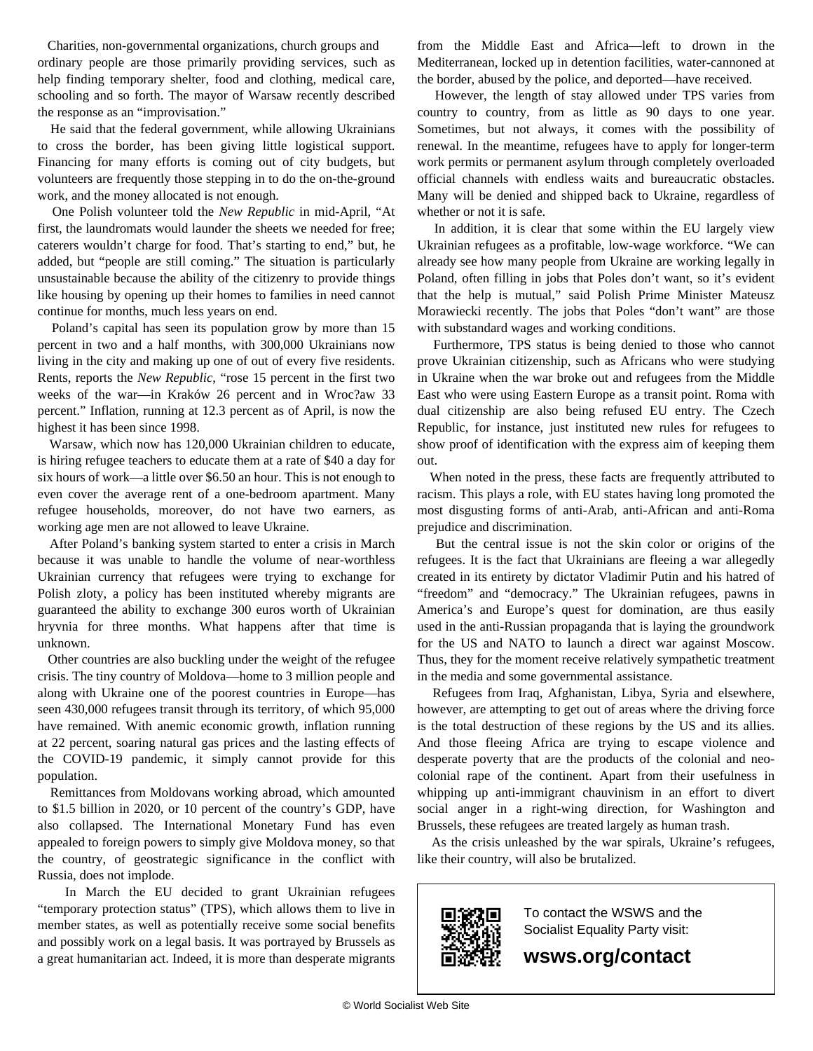Charities, non-governmental organizations, church groups and ordinary people are those primarily providing services, such as help finding temporary shelter, food and clothing, medical care, schooling and so forth. The mayor of Warsaw recently described the response as an "improvisation."

He said that the federal government, while allowing Ukrainians to cross the border, has been giving little logistical support. Financing for many efforts is coming out of city budgets, but volunteers are frequently those stepping in to do the on-the-ground work, and the money allocated is not enough.

One Polish volunteer told the *New Republic* in mid-April, "At first, the laundromats would launder the sheets we needed for free; caterers wouldn't charge for food. That's starting to end," but, he added, but "people are still coming." The situation is particularly unsustainable because the ability of the citizenry to provide things like housing by opening up their homes to families in need cannot continue for months, much less years on end.

Poland's capital has seen its population grow by more than 15 percent in two and a half months, with 300,000 Ukrainians now living in the city and making up one of out of every five residents. Rents, reports the *New Republic*, "rose 15 percent in the first two weeks of the war—in Kraków 26 percent and in Wroc?aw 33 percent." Inflation, running at 12.3 percent as of April, is now the highest it has been since 1998.

Warsaw, which now has 120,000 Ukrainian children to educate, is hiring refugee teachers to educate them at a rate of $40 a day for six hours of work—a little over $6.50 an hour. This is not enough to even cover the average rent of a one-bedroom apartment. Many refugee households, moreover, do not have two earners, as working age men are not allowed to leave Ukraine.

After Poland's banking system started to enter a crisis in March because it was unable to handle the volume of near-worthless Ukrainian currency that refugees were trying to exchange for Polish zloty, a policy has been instituted whereby migrants are guaranteed the ability to exchange 300 euros worth of Ukrainian hryvnia for three months. What happens after that time is unknown.

Other countries are also buckling under the weight of the refugee crisis. The tiny country of Moldova—home to 3 million people and along with Ukraine one of the poorest countries in Europe—has seen 430,000 refugees transit through its territory, of which 95,000 have remained. With anemic economic growth, inflation running at 22 percent, soaring natural gas prices and the lasting effects of the COVID-19 pandemic, it simply cannot provide for this population.

Remittances from Moldovans working abroad, which amounted to $1.5 billion in 2020, or 10 percent of the country's GDP, have also collapsed. The International Monetary Fund has even appealed to foreign powers to simply give Moldova money, so that the country, of geostrategic significance in the conflict with Russia, does not implode.

In March the EU decided to grant Ukrainian refugees "temporary protection status" (TPS), which allows them to live in member states, as well as potentially receive some social benefits and possibly work on a legal basis. It was portrayed by Brussels as a great humanitarian act. Indeed, it is more than desperate migrants from the Middle East and Africa—left to drown in the Mediterranean, locked up in detention facilities, water-cannoned at the border, abused by the police, and deported—have received.

However, the length of stay allowed under TPS varies from country to country, from as little as 90 days to one year. Sometimes, but not always, it comes with the possibility of renewal. In the meantime, refugees have to apply for longer-term work permits or permanent asylum through completely overloaded official channels with endless waits and bureaucratic obstacles. Many will be denied and shipped back to Ukraine, regardless of whether or not it is safe.

In addition, it is clear that some within the EU largely view Ukrainian refugees as a profitable, low-wage workforce. "We can already see how many people from Ukraine are working legally in Poland, often filling in jobs that Poles don't want, so it's evident that the help is mutual," said Polish Prime Minister Mateusz Morawiecki recently. The jobs that Poles "don't want" are those with substandard wages and working conditions.

Furthermore, TPS status is being denied to those who cannot prove Ukrainian citizenship, such as Africans who were studying in Ukraine when the war broke out and refugees from the Middle East who were using Eastern Europe as a transit point. Roma with dual citizenship are also being refused EU entry. The Czech Republic, for instance, just instituted new rules for refugees to show proof of identification with the express aim of keeping them out.

When noted in the press, these facts are frequently attributed to racism. This plays a role, with EU states having long promoted the most disgusting forms of anti-Arab, anti-African and anti-Roma prejudice and discrimination.

But the central issue is not the skin color or origins of the refugees. It is the fact that Ukrainians are fleeing a war allegedly created in its entirety by dictator Vladimir Putin and his hatred of "freedom" and "democracy." The Ukrainian refugees, pawns in America's and Europe's quest for domination, are thus easily used in the anti-Russian propaganda that is laying the groundwork for the US and NATO to launch a direct war against Moscow. Thus, they for the moment receive relatively sympathetic treatment in the media and some governmental assistance.

Refugees from Iraq, Afghanistan, Libya, Syria and elsewhere, however, are attempting to get out of areas where the driving force is the total destruction of these regions by the US and its allies. And those fleeing Africa are trying to escape violence and desperate poverty that are the products of the colonial and neo-colonial rape of the continent. Apart from their usefulness in whipping up anti-immigrant chauvinism in an effort to divert social anger in a right-wing direction, for Washington and Brussels, these refugees are treated largely as human trash.

As the crisis unleashed by the war spirals, Ukraine's refugees, like their country, will also be brutalized.

To contact the WSWS and the Socialist Equality Party visit:

**wsws.org/contact**